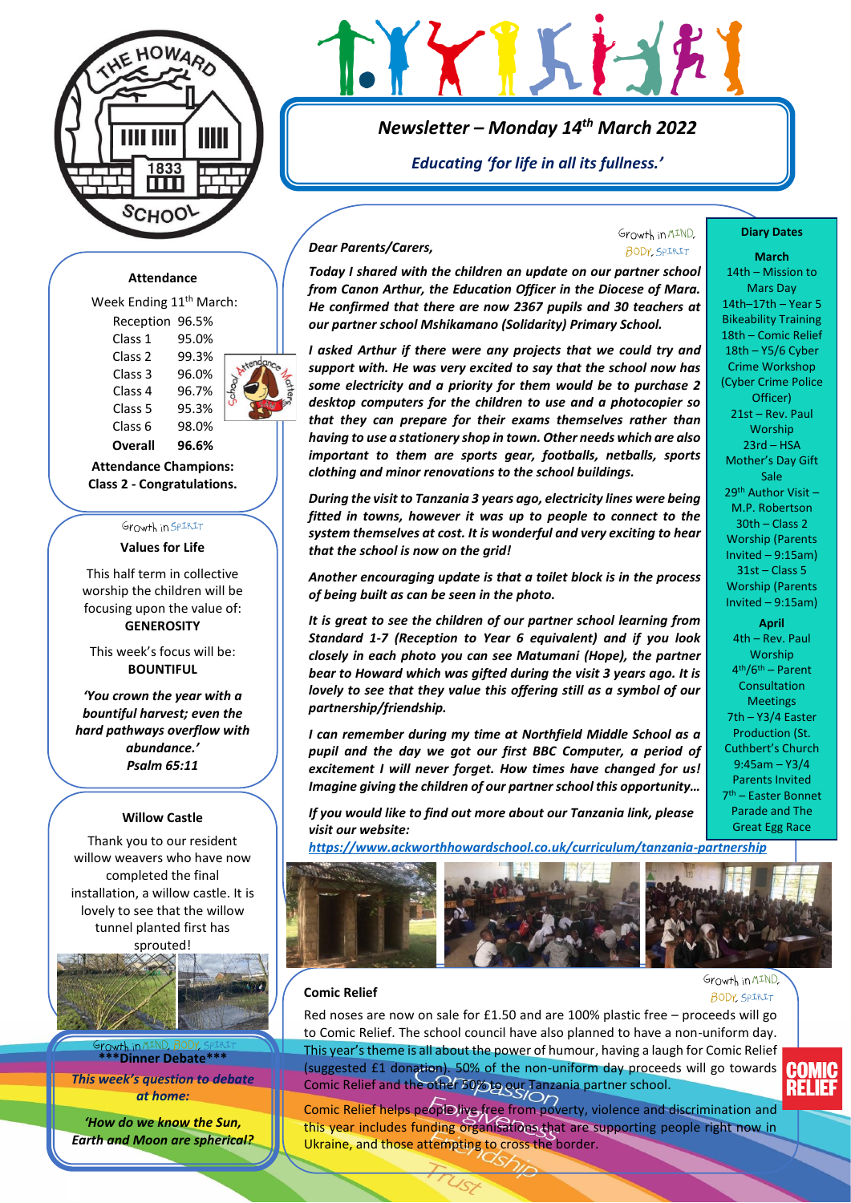# Newsletter – Monday 14th March 2022

*Educating 'for life in all its fullness.'*

Growth in MIND, BODY, SPIRIT

***Dear Parents/Carers,***

***Today I shared with the children an update on our partner school from Canon Arthur, the Education Officer in the Diocese of Mara. He confirmed that there are now 2367 pupils and 30 teachers at our partner school Mshikamano (Solidarity) Primary School.***

***I asked Arthur if there were any projects that we could try and support with. He was very excited to say that the school now has some electricity and a priority for them would be to purchase 2 desktop computers for the children to use and a photocopier so that they can prepare for their exams themselves rather than having to use a stationery shop in town. Other needs which are also important to them are sports gear, footballs, netballs, sports clothing and minor renovations to the school buildings.***

***During the visit to Tanzania 3 years ago, electricity lines were being fitted in towns, however it was up to people to connect to the system themselves at cost. It is wonderful and very exciting to hear that the school is now on the grid!***

***Another encouraging update is that a toilet block is in the process of being built as can be seen in the photo.***

***It is great to see the children of our partner school learning from Standard 1-7 (Reception to Year 6 equivalent) and if you look closely in each photo you can see Matumani (Hope), the partner bear to Howard which was gifted during the visit 3 years ago. It is lovely to see that they value this offering still as a symbol of our partnership/friendship.***

***I can remember during my time at Northfield Middle School as a pupil and the day we got our first BBC Computer, a period of excitement I will never forget. How times have changed for us! Imagine giving the children of our partner school this opportunity…***

***If you would like to find out more about our Tanzania link, please visit our website:***
***https://www.ackworthhowardschool.co.uk/curriculum/tanzania-partnership***

## Comic Relief

Growth in MIND, BODY, SPIRIT

Red noses are now on sale for £1.50 and are 100% plastic free – proceeds will go to Comic Relief. The school council have also planned to have a non-uniform day. This year's theme is all about the power of humour, having a laugh for Comic Relief (suggested £1 donation). 50% of the non-uniform day proceeds will go towards Comic Relief and the other 50% to our Tanzania partner school.

Comic Relief helps people live free from poverty, violence and discrimination and this year includes funding organisations that are supporting people right now in Ukraine, and those attempting to cross the border.

## Attendance

Week Ending 11th March:

| | |
|---|---|
| Reception | 96.5% |
| Class 1 | 95.0% |
| Class 2 | 99.3% |
| Class 3 | 96.0% |
| Class 4 | 96.7% |
| Class 5 | 95.3% |
| Class 6 | 98.0% |
| **Overall** | **96.6%** |

**Attendance Champions: Class 2 - Congratulations.**

## Values for Life

Growth in SPIRIT

This half term in collective worship the children will be focusing upon the value of: **GENEROSITY**

This week's focus will be: **BOUNTIFUL**

***'You crown the year with a bountiful harvest; even the hard pathways overflow with abundance.' Psalm 65:11***

## Willow Castle

Thank you to our resident willow weavers who have now completed the final installation, a willow castle. It is lovely to see that the willow tunnel planted first has sprouted!

## ***Dinner Debate***

Growth in MIND, BODY, SPIRIT

***This week's question to debate at home:***

***'How do we know the Sun, Earth and Moon are spherical?***

## Diary Dates

**March**
- 14th – Mission to Mars Day
- 14th–17th – Year 5 Bikeability Training
- 18th – Comic Relief
- 18th – Y5/6 Cyber Crime Workshop (Cyber Crime Police Officer)
- 21st – Rev. Paul Worship
- 23rd – HSA Mother's Day Gift Sale
- 29th Author Visit – M.P. Robertson
- 30th – Class 2 Worship (Parents Invited – 9:15am)
- 31st – Class 5 Worship (Parents Invited – 9:15am)

**April**
- 4th – Rev. Paul Worship
- 4th/6th – Parent Consultation Meetings
- 7th – Y3/4 Easter Production (St. Cuthbert's Church 9:45am – Y3/4 Parents Invited
- 7th – Easter Bonnet Parade and The Great Egg Race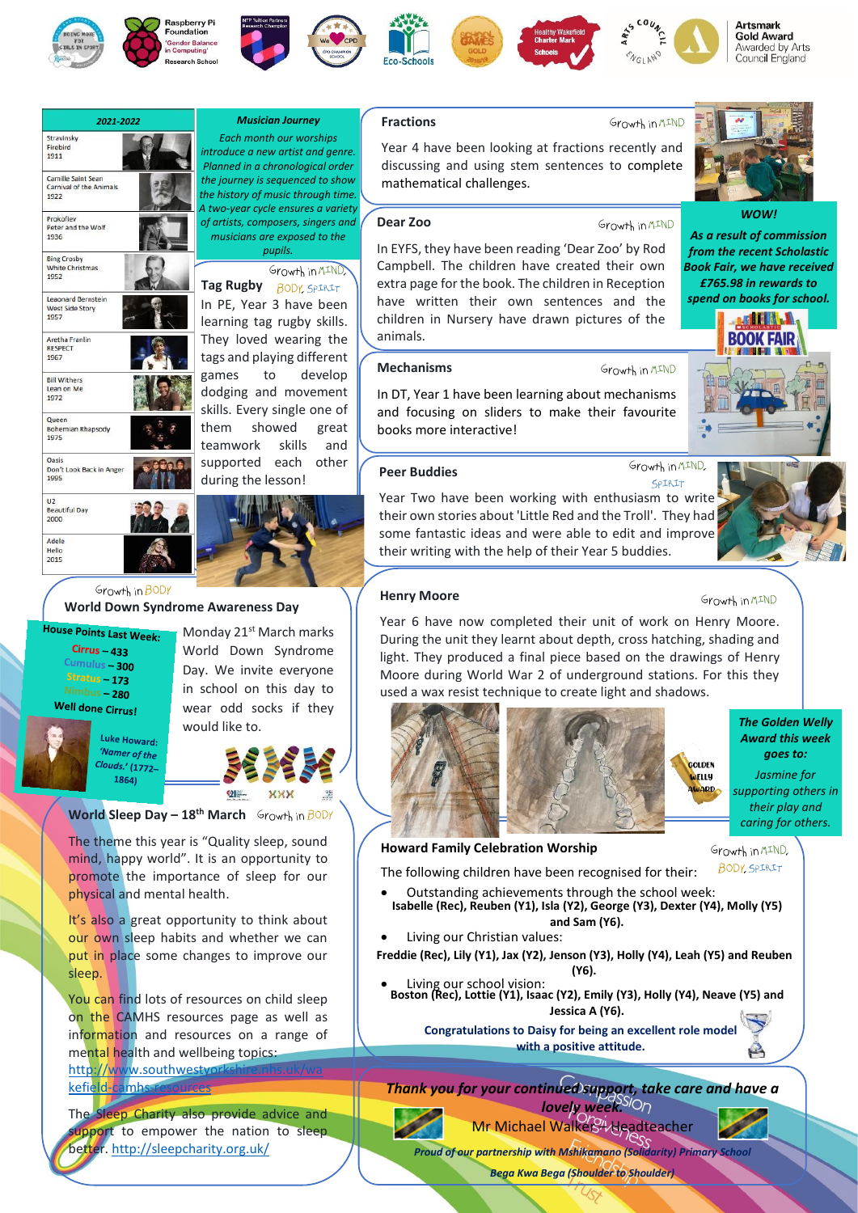Raspberry Pi Foundation 'Gender Balance in Computing' Research School

Artsmark Gold Award Awarded by Arts Council England

## 2021-2022

Stravinsky
Firebird
1911

Camille Saint Sean
Carnival of the Animals
1922

Prokofiev
Peter and the Wolf
1936

Bing Crosby
White Christmas
1952

Leonard Bernstein
West Side Story
1957

Aretha Franlin
RESPECT
1967

Bill Withers
Lean on Me
1972

Queen
Bohemian Rhapsody
1975

Oasis
Don't Look Back in Anger
1995

U2
Beautiful Day
2000

Adele
Hello
2015

## Musician Journey

*Each month our worships introduce a new artist and genre. Planned in a chronological order the journey is sequenced to show the history of music through time. A two-year cycle ensures a variety of artists, composers, singers and musicians are exposed to the pupils.*

## Tag Rugby

Growth in MIND, BODY, SPIRIT

In PE, Year 3 have been learning tag rugby skills. They loved wearing the tags and playing different games to develop dodging and movement skills. Every single one of them showed great teamwork skills and supported each other during the lesson!

## Fractions

Growth in MIND

Year 4 have been looking at fractions recently and discussing and using stem sentences to complete mathematical challenges.

## Dear Zoo

Growth in MIND

In EYFS, they have been reading 'Dear Zoo' by Rod Campbell. The children have created their own extra page for the book. The children in Reception have written their own sentences and the children in Nursery have drawn pictures of the animals.

***WOW!***

***As a result of commission from the recent Scholastic Book Fair, we have received £765.98 in rewards to spend on books for school.***

## Mechanisms

Growth in MIND

In DT, Year 1 have been learning about mechanisms and focusing on sliders to make their favourite books more interactive!

## Peer Buddies

Growth in MIND, SPIRIT

Year Two have been working with enthusiasm to write their own stories about 'Little Red and the Troll'. They had some fantastic ideas and were able to edit and improve their writing with the help of their Year 5 buddies.

## World Down Syndrome Awareness Day

Growth in BODY

Monday 21st March marks World Down Syndrome Day. We invite everyone in school on this day to wear odd socks if they would like to.

**House Points Last Week:**

- **Cirrus – 433**
- **Cumulus – 300**
- **Stratus – 173**
- **Nimbus – 280**

**Well done Cirrus!**

***Luke Howard: 'Namer of the Clouds.' (1772–1864)***

## Henry Moore

Growth in MIND

Year 6 have now completed their unit of work on Henry Moore. During the unit they learnt about depth, cross hatching, shading and light. They produced a final piece based on the drawings of Henry Moore during World War 2 of underground stations. For this they used a wax resist technique to create light and shadows.

***The Golden Welly Award this week goes to:***

*Jasmine for supporting others in their play and caring for others.*

## World Sleep Day – 18th March

Growth in BODY

The theme this year is "Quality sleep, sound mind, happy world". It is an opportunity to promote the importance of sleep for our physical and mental health.

It's also a great opportunity to think about our own sleep habits and whether we can put in place some changes to improve our sleep.

You can find lots of resources on child sleep on the CAMHS resources page as well as information and resources on a range of mental health and wellbeing topics: http://www.southwestyorkshire.nhs.uk/wakefield-camhs-resources

The Sleep Charity also provide advice and support to empower the nation to sleep better. http://sleepcharity.org.uk/

## Howard Family Celebration Worship

Growth in MIND, BODY, SPIRIT

The following children have been recognised for their:

- Outstanding achievements through the school week:
  **Isabelle (Rec), Reuben (Y1), Isla (Y2), George (Y3), Dexter (Y4), Molly (Y5) and Sam (Y6).**
- Living our Christian values:
  **Freddie (Rec), Lily (Y1), Jax (Y2), Jenson (Y3), Holly (Y4), Leah (Y5) and Reuben (Y6).**
- Living our school vision:
  **Boston (Rec), Lottie (Y1), Isaac (Y2), Emily (Y3), Holly (Y4), Neave (Y5) and Jessica A (Y6).**

**Congratulations to Daisy for being an excellent role model with a positive attitude.**

***Thank you for your continued support, take care and have a lovely week.***

Mr Michael Walker, Headteacher

***Proud of our partnership with Mshikamano (Solidarity) Primary School***

***Bega Kwa Bega (Shoulder to Shoulder)***